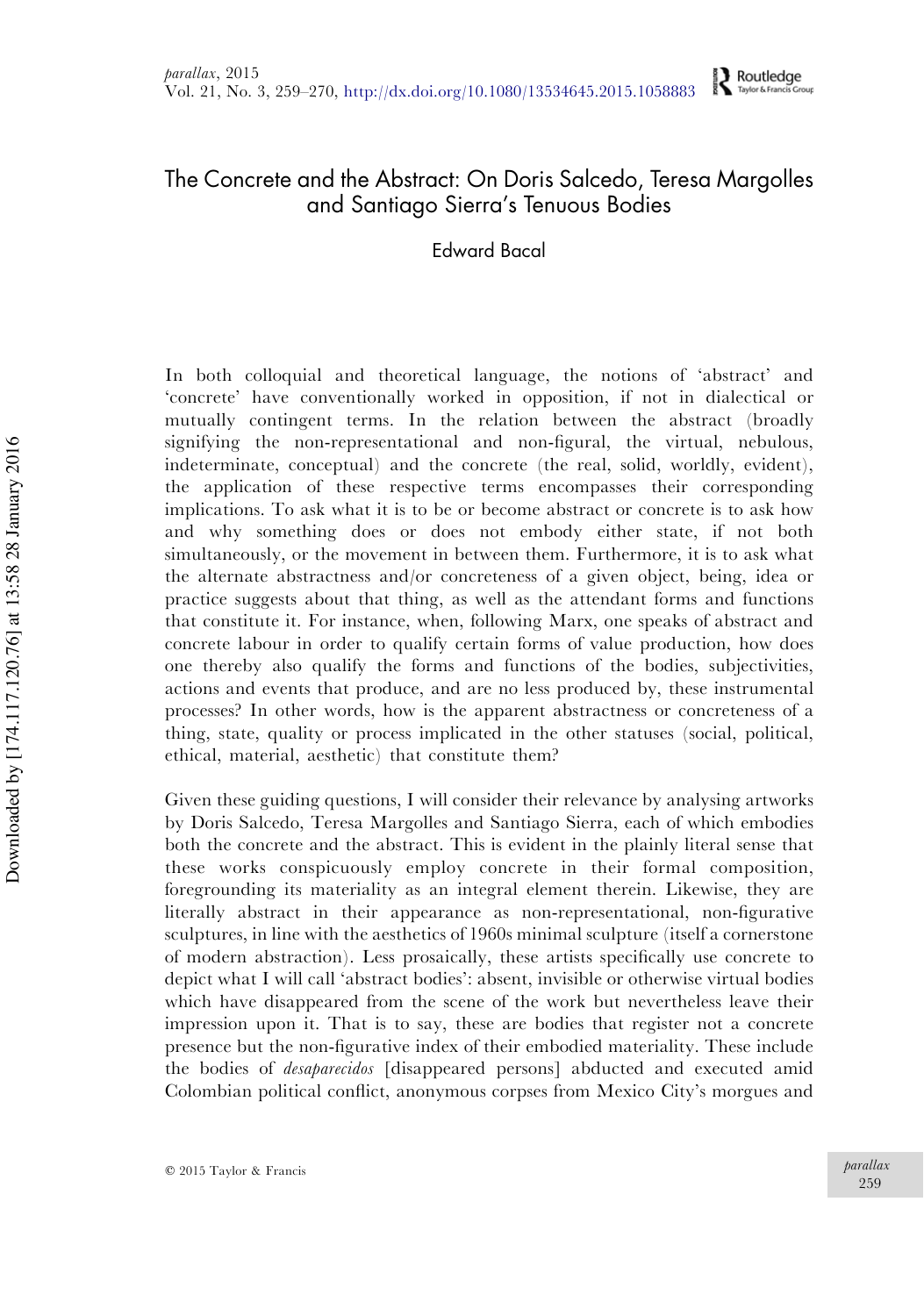# The Concrete and the Abstract: On Doris Salcedo, Teresa Margolles and Santiago Sierra's Tenuous Bodies

Edward Bacal

In both colloquial and theoretical language, the notions of 'abstract' and 'concrete' have conventionally worked in opposition, if not in dialectical or mutually contingent terms. In the relation between the abstract (broadly signifying the non-representational and non-figural, the virtual, nebulous, indeterminate, conceptual) and the concrete (the real, solid, worldly, evident), the application of these respective terms encompasses their corresponding implications. To ask what it is to be or become abstract or concrete is to ask how and why something does or does not embody either state, if not both simultaneously, or the movement in between them. Furthermore, it is to ask what the alternate abstractness and/or concreteness of a given object, being, idea or practice suggests about that thing, as well as the attendant forms and functions that constitute it. For instance, when, following Marx, one speaks of abstract and concrete labour in order to qualify certain forms of value production, how does one thereby also qualify the forms and functions of the bodies, subjectivities, actions and events that produce, and are no less produced by, these instrumental processes? In other words, how is the apparent abstractness or concreteness of a thing, state, quality or process implicated in the other statuses (social, political, ethical, material, aesthetic) that constitute them?

Given these guiding questions, I will consider their relevance by analysing artworks by Doris Salcedo, Teresa Margolles and Santiago Sierra, each of which embodies both the concrete and the abstract. This is evident in the plainly literal sense that these works conspicuously employ concrete in their formal composition, foregrounding its materiality as an integral element therein. Likewise, they are literally abstract in their appearance as non-representational, non-figurative sculptures, in line with the aesthetics of 1960s minimal sculpture (itself a cornerstone of modern abstraction). Less prosaically, these artists specifically use concrete to depict what I will call 'abstract bodies': absent, invisible or otherwise virtual bodies which have disappeared from the scene of the work but nevertheless leave their impression upon it. That is to say, these are bodies that register not a concrete presence but the non-figurative index of their embodied materiality. These include the bodies of *desaparecidos* [disappeared persons] abducted and executed amid Colombian political conflict, anonymous corpses from Mexico City's morgues and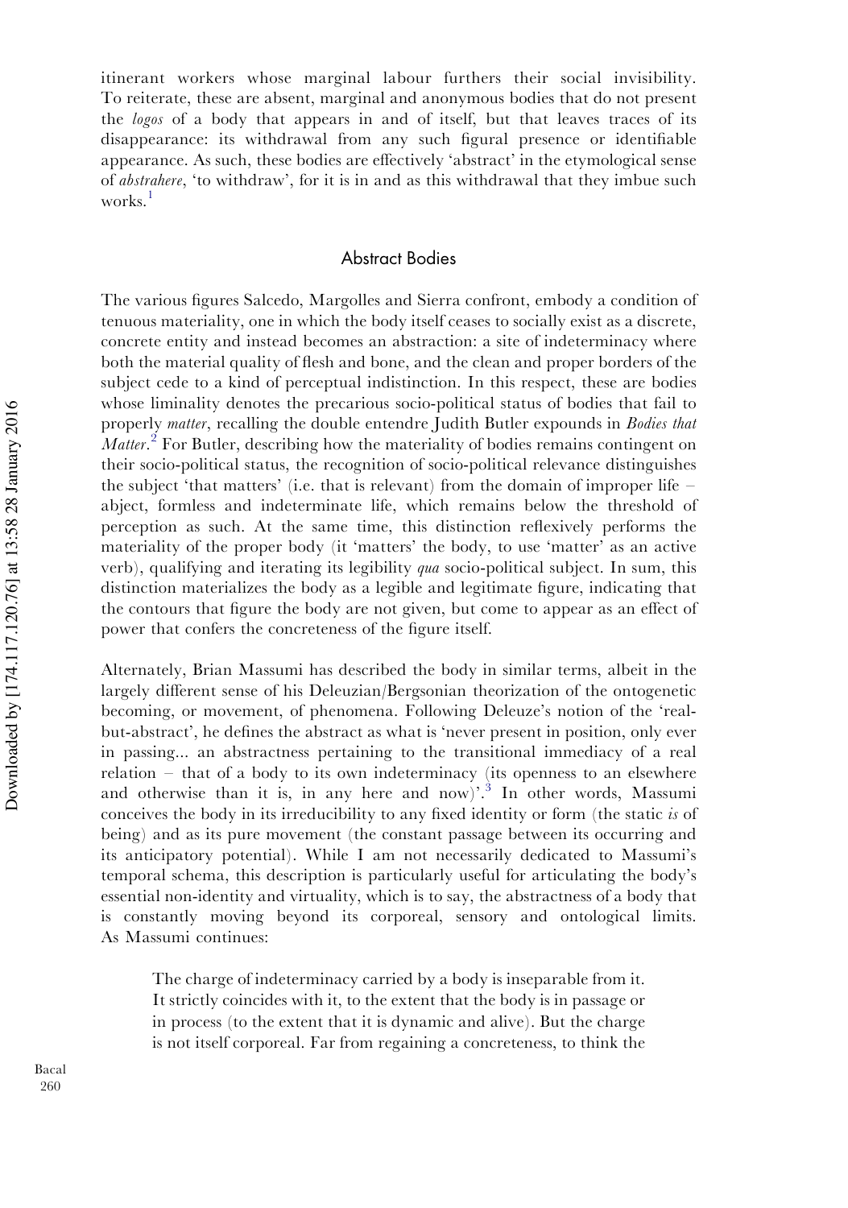itinerant workers whose marginal labour furthers their social invisibility. To reiterate, these are absent, marginal and anonymous bodies that do not present the *logos* of a body that appears in and of itself, but that leaves traces of its disappearance: its withdrawal from any such figural presence or identifiable appearance. As such, these bodies are effectively 'abstract' in the etymological sense of *abstrahere*, 'to withdraw', for it is in and as this withdrawal that they imbue such works.[1]

## Abstract Bodies

The various figures Salcedo, Margolles and Sierra confront, embody a condition of tenuous materiality, one in which the body itself ceases to socially exist as a discrete, concrete entity and instead becomes an abstraction: a site of indeterminacy where both the material quality of flesh and bone, and the clean and proper borders of the subject cede to a kind of perceptual indistinction. In this respect, these are bodies whose liminality denotes the precarious socio-political status of bodies that fail to properly *matter*, recalling the double entendre Judith Butler expounds in *Bodies that Matter*.[2] For Butler, describing how the materiality of bodies remains contingent on their socio-political status, the recognition of socio-political relevance distinguishes the subject 'that matters' (i.e. that is relevant) from the domain of improper life – abject, formless and indeterminate life, which remains below the threshold of perception as such. At the same time, this distinction reflexively performs the materiality of the proper body (it 'matters' the body, to use 'matter' as an active verb), qualifying and iterating its legibility *qua* socio-political subject. In sum, this distinction materializes the body as a legible and legitimate figure, indicating that the contours that figure the body are not given, but come to appear as an effect of power that confers the concreteness of the figure itself.

Alternately, Brian Massumi has described the body in similar terms, albeit in the largely different sense of his Deleuzian/Bergsonian theorization of the ontogenetic becoming, or movement, of phenomena. Following Deleuze's notion of the 'real-but-abstract', he defines the abstract as what is 'never present in position, only ever in passing... an abstractness pertaining to the transitional immediacy of a real relation – that of a body to its own indeterminacy (its openness to an elsewhere and otherwise than it is, in any here and now)'.[3] In other words, Massumi conceives the body in its irreducibility to any fixed identity or form (the static *is* of being) and as its pure movement (the constant passage between its occurring and its anticipatory potential). While I am not necessarily dedicated to Massumi's temporal schema, this description is particularly useful for articulating the body's essential non-identity and virtuality, which is to say, the abstractness of a body that is constantly moving beyond its corporeal, sensory and ontological limits. As Massumi continues:

> The charge of indeterminacy carried by a body is inseparable from it. It strictly coincides with it, to the extent that the body is in passage or in process (to the extent that it is dynamic and alive). But the charge is not itself corporeal. Far from regaining a concreteness, to think the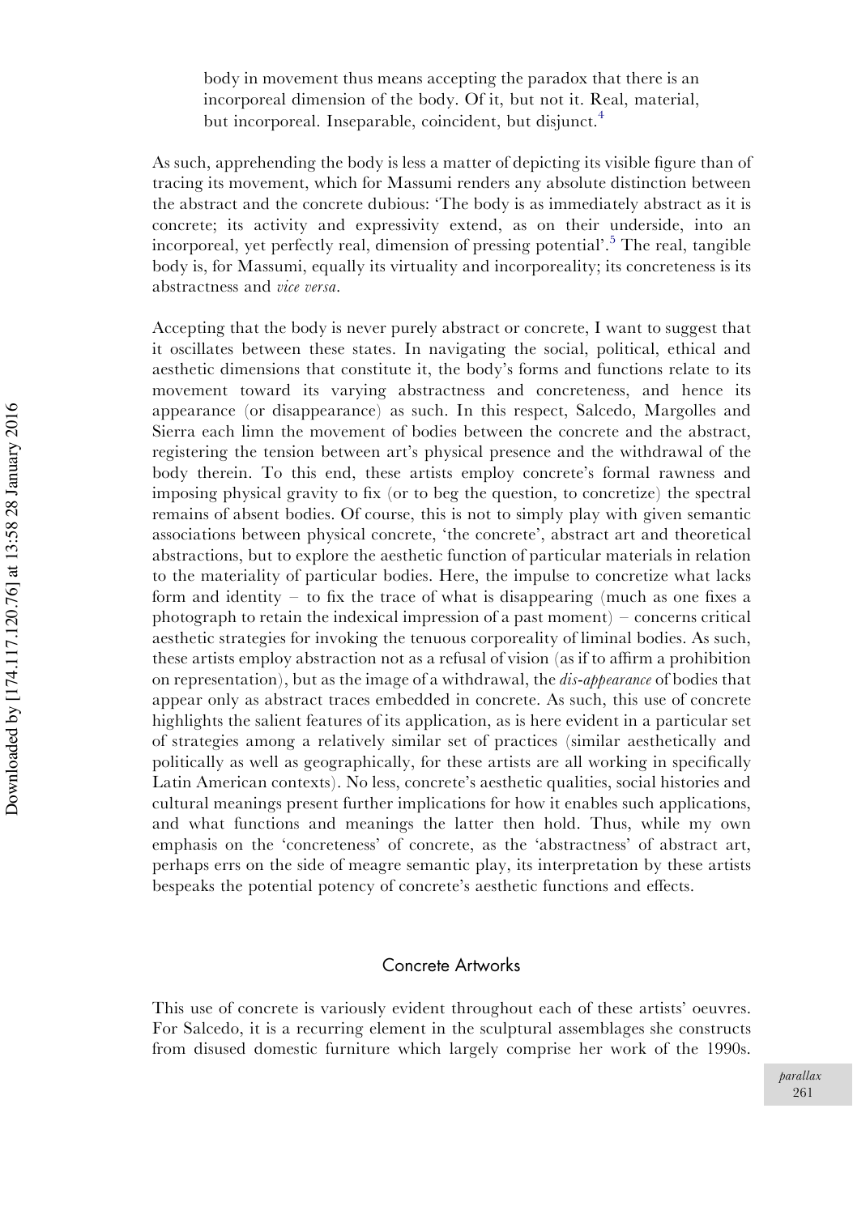> body in movement thus means accepting the paradox that there is an incorporeal dimension of the body. Of it, but not it. Real, material, but incorporeal. Inseparable, coincident, but disjunct.[4]

As such, apprehending the body is less a matter of depicting its visible figure than of tracing its movement, which for Massumi renders any absolute distinction between the abstract and the concrete dubious: 'The body is as immediately abstract as it is concrete; its activity and expressivity extend, as on their underside, into an incorporeal, yet perfectly real, dimension of pressing potential'.[5] The real, tangible body is, for Massumi, equally its virtuality and incorporeality; its concreteness is its abstractness and *vice versa*.

Accepting that the body is never purely abstract or concrete, I want to suggest that it oscillates between these states. In navigating the social, political, ethical and aesthetic dimensions that constitute it, the body's forms and functions relate to its movement toward its varying abstractness and concreteness, and hence its appearance (or disappearance) as such. In this respect, Salcedo, Margolles and Sierra each limn the movement of bodies between the concrete and the abstract, registering the tension between art's physical presence and the withdrawal of the body therein. To this end, these artists employ concrete's formal rawness and imposing physical gravity to fix (or to beg the question, to concretize) the spectral remains of absent bodies. Of course, this is not to simply play with given semantic associations between physical concrete, 'the concrete', abstract art and theoretical abstractions, but to explore the aesthetic function of particular materials in relation to the materiality of particular bodies. Here, the impulse to concretize what lacks form and identity – to fix the trace of what is disappearing (much as one fixes a photograph to retain the indexical impression of a past moment) – concerns critical aesthetic strategies for invoking the tenuous corporeality of liminal bodies. As such, these artists employ abstraction not as a refusal of vision (as if to affirm a prohibition on representation), but as the image of a withdrawal, the *dis-appearance* of bodies that appear only as abstract traces embedded in concrete. As such, this use of concrete highlights the salient features of its application, as is here evident in a particular set of strategies among a relatively similar set of practices (similar aesthetically and politically as well as geographically, for these artists are all working in specifically Latin American contexts). No less, concrete's aesthetic qualities, social histories and cultural meanings present further implications for how it enables such applications, and what functions and meanings the latter then hold. Thus, while my own emphasis on the 'concreteness' of concrete, as the 'abstractness' of abstract art, perhaps errs on the side of meagre semantic play, its interpretation by these artists bespeaks the potential potency of concrete's aesthetic functions and effects.

## Concrete Artworks

This use of concrete is variously evident throughout each of these artists' oeuvres. For Salcedo, it is a recurring element in the sculptural assemblages she constructs from disused domestic furniture which largely comprise her work of the 1990s.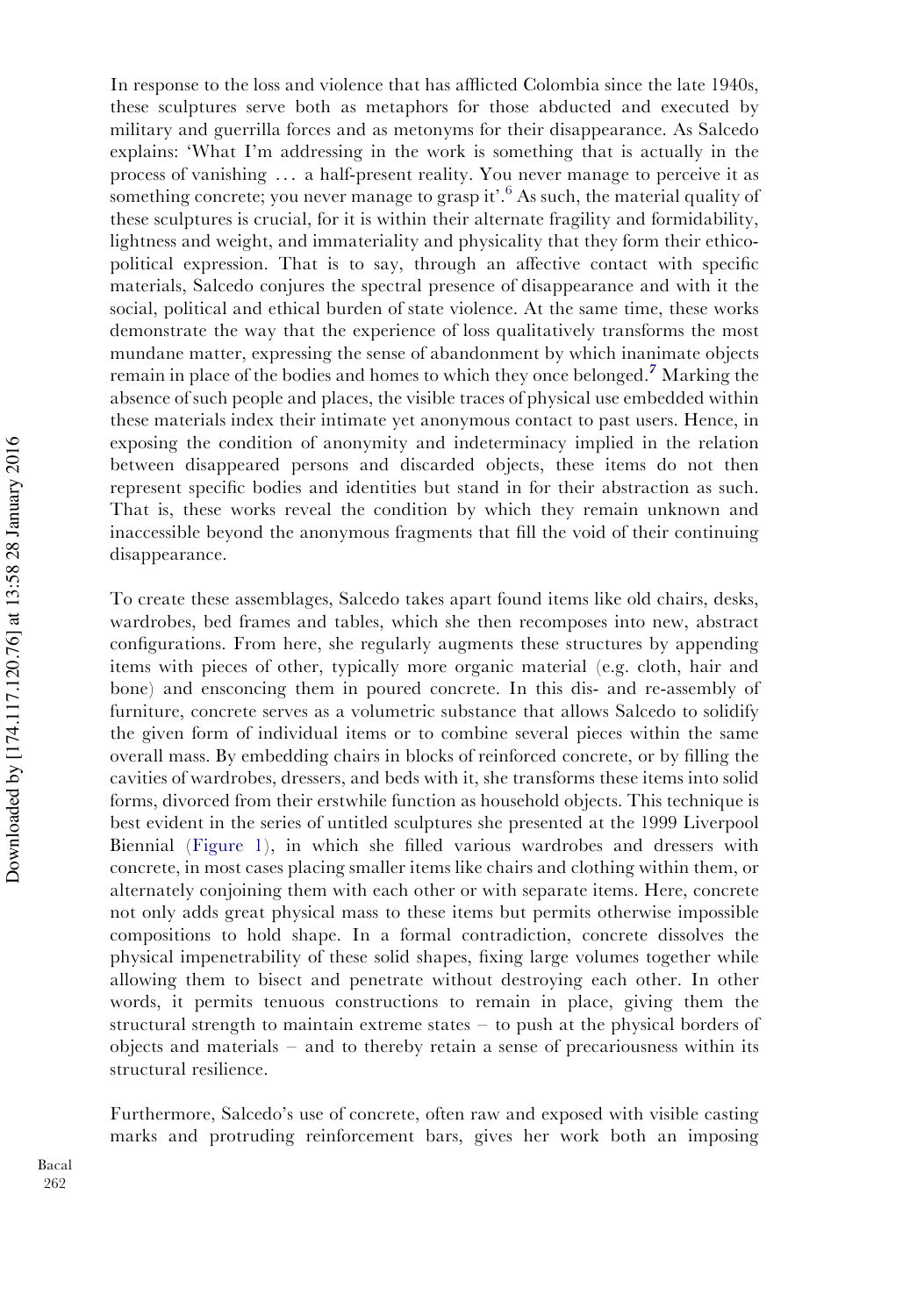In response to the loss and violence that has afflicted Colombia since the late 1940s, these sculptures serve both as metaphors for those abducted and executed by military and guerrilla forces and as metonyms for their disappearance. As Salcedo explains: 'What I'm addressing in the work is something that is actually in the process of vanishing … a half-present reality. You never manage to perceive it as something concrete; you never manage to grasp it'.[6] As such, the material quality of these sculptures is crucial, for it is within their alternate fragility and formidability, lightness and weight, and immateriality and physicality that they form their ethico-political expression. That is to say, through an affective contact with specific materials, Salcedo conjures the spectral presence of disappearance and with it the social, political and ethical burden of state violence. At the same time, these works demonstrate the way that the experience of loss qualitatively transforms the most mundane matter, expressing the sense of abandonment by which inanimate objects remain in place of the bodies and homes to which they once belonged.[7] Marking the absence of such people and places, the visible traces of physical use embedded within these materials index their intimate yet anonymous contact to past users. Hence, in exposing the condition of anonymity and indeterminacy implied in the relation between disappeared persons and discarded objects, these items do not then represent specific bodies and identities but stand in for their abstraction as such. That is, these works reveal the condition by which they remain unknown and inaccessible beyond the anonymous fragments that fill the void of their continuing disappearance.

To create these assemblages, Salcedo takes apart found items like old chairs, desks, wardrobes, bed frames and tables, which she then recomposes into new, abstract configurations. From here, she regularly augments these structures by appending items with pieces of other, typically more organic material (e.g. cloth, hair and bone) and ensconcing them in poured concrete. In this dis- and re-assembly of furniture, concrete serves as a volumetric substance that allows Salcedo to solidify the given form of individual items or to combine several pieces within the same overall mass. By embedding chairs in blocks of reinforced concrete, or by filling the cavities of wardrobes, dressers, and beds with it, she transforms these items into solid forms, divorced from their erstwhile function as household objects. This technique is best evident in the series of untitled sculptures she presented at the 1999 Liverpool Biennial (Figure 1), in which she filled various wardrobes and dressers with concrete, in most cases placing smaller items like chairs and clothing within them, or alternately conjoining them with each other or with separate items. Here, concrete not only adds great physical mass to these items but permits otherwise impossible compositions to hold shape. In a formal contradiction, concrete dissolves the physical impenetrability of these solid shapes, fixing large volumes together while allowing them to bisect and penetrate without destroying each other. In other words, it permits tenuous constructions to remain in place, giving them the structural strength to maintain extreme states – to push at the physical borders of objects and materials – and to thereby retain a sense of precariousness within its structural resilience.

Furthermore, Salcedo's use of concrete, often raw and exposed with visible casting marks and protruding reinforcement bars, gives her work both an imposing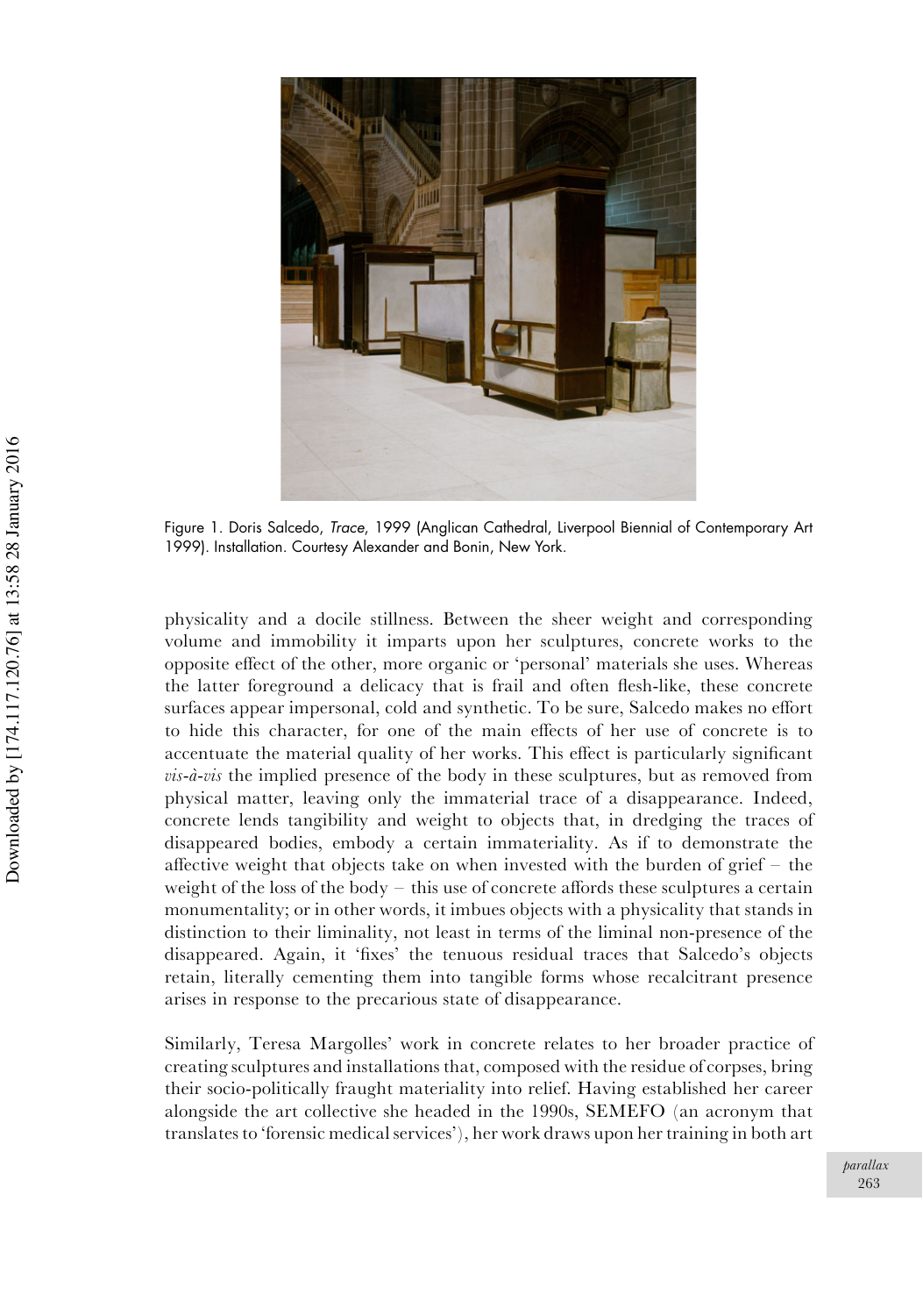Figure 1. Doris Salcedo, *Trace*, 1999 (Anglican Cathedral, Liverpool Biennial of Contemporary Art 1999). Installation. Courtesy Alexander and Bonin, New York.

physicality and a docile stillness. Between the sheer weight and corresponding volume and immobility it imparts upon her sculptures, concrete works to the opposite effect of the other, more organic or 'personal' materials she uses. Whereas the latter foreground a delicacy that is frail and often flesh-like, these concrete surfaces appear impersonal, cold and synthetic. To be sure, Salcedo makes no effort to hide this character, for one of the main effects of her use of concrete is to accentuate the material quality of her works. This effect is particularly significant *vis-à-vis* the implied presence of the body in these sculptures, but as removed from physical matter, leaving only the immaterial trace of a disappearance. Indeed, concrete lends tangibility and weight to objects that, in dredging the traces of disappeared bodies, embody a certain immateriality. As if to demonstrate the affective weight that objects take on when invested with the burden of grief – the weight of the loss of the body – this use of concrete affords these sculptures a certain monumentality; or in other words, it imbues objects with a physicality that stands in distinction to their liminality, not least in terms of the liminal non-presence of the disappeared. Again, it 'fixes' the tenuous residual traces that Salcedo's objects retain, literally cementing them into tangible forms whose recalcitrant presence arises in response to the precarious state of disappearance.

Similarly, Teresa Margolles' work in concrete relates to her broader practice of creating sculptures and installations that, composed with the residue of corpses, bring their socio-politically fraught materiality into relief. Having established her career alongside the art collective she headed in the 1990s, SEMEFO (an acronym that translates to 'forensic medical services'), her work draws upon her training in both art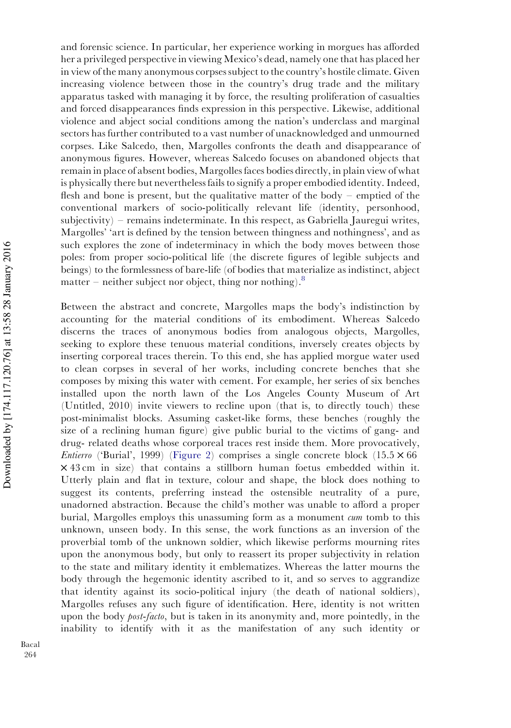and forensic science. In particular, her experience working in morgues has afforded her a privileged perspective in viewing Mexico's dead, namely one that has placed her in view of the many anonymous corpses subject to the country's hostile climate. Given increasing violence between those in the country's drug trade and the military apparatus tasked with managing it by force, the resulting proliferation of casualties and forced disappearances finds expression in this perspective. Likewise, additional violence and abject social conditions among the nation's underclass and marginal sectors has further contributed to a vast number of unacknowledged and unmourned corpses. Like Salcedo, then, Margolles confronts the death and disappearance of anonymous figures. However, whereas Salcedo focuses on abandoned objects that remain in place of absent bodies, Margolles faces bodies directly, in plain view of what is physically there but nevertheless fails to signify a proper embodied identity. Indeed, flesh and bone is present, but the qualitative matter of the body – emptied of the conventional markers of socio-politically relevant life (identity, personhood, subjectivity) – remains indeterminate. In this respect, as Gabriella Jauregui writes, Margolles' 'art is defined by the tension between thingness and nothingness', and as such explores the zone of indeterminacy in which the body moves between those poles: from proper socio-political life (the discrete figures of legible subjects and beings) to the formlessness of bare-life (of bodies that materialize as indistinct, abject matter – neither subject nor object, thing nor nothing).[8]

Between the abstract and concrete, Margolles maps the body's indistinction by accounting for the material conditions of its embodiment. Whereas Salcedo discerns the traces of anonymous bodies from analogous objects, Margolles, seeking to explore these tenuous material conditions, inversely creates objects by inserting corporeal traces therein. To this end, she has applied morgue water used to clean corpses in several of her works, including concrete benches that she composes by mixing this water with cement. For example, her series of six benches installed upon the north lawn of the Los Angeles County Museum of Art (Untitled, 2010) invite viewers to recline upon (that is, to directly touch) these post-minimalist blocks. Assuming casket-like forms, these benches (roughly the size of a reclining human figure) give public burial to the victims of gang- and drug- related deaths whose corporeal traces rest inside them. More provocatively, *Entierro* ('Burial', 1999) (Figure 2) comprises a single concrete block ($15.5 \times 66 \times 43$ cm in size) that contains a stillborn human foetus embedded within it. Utterly plain and flat in texture, colour and shape, the block does nothing to suggest its contents, preferring instead the ostensible neutrality of a pure, unadorned abstraction. Because the child's mother was unable to afford a proper burial, Margolles employs this unassuming form as a monument *cum* tomb to this unknown, unseen body. In this sense, the work functions as an inversion of the proverbial tomb of the unknown soldier, which likewise performs mourning rites upon the anonymous body, but only to reassert its proper subjectivity in relation to the state and military identity it emblematizes. Whereas the latter mourns the body through the hegemonic identity ascribed to it, and so serves to aggrandize that identity against its socio-political injury (the death of national soldiers), Margolles refuses any such figure of identification. Here, identity is not written upon the body *post-facto*, but is taken in its anonymity and, more pointedly, in the inability to identify with it as the manifestation of any such identity or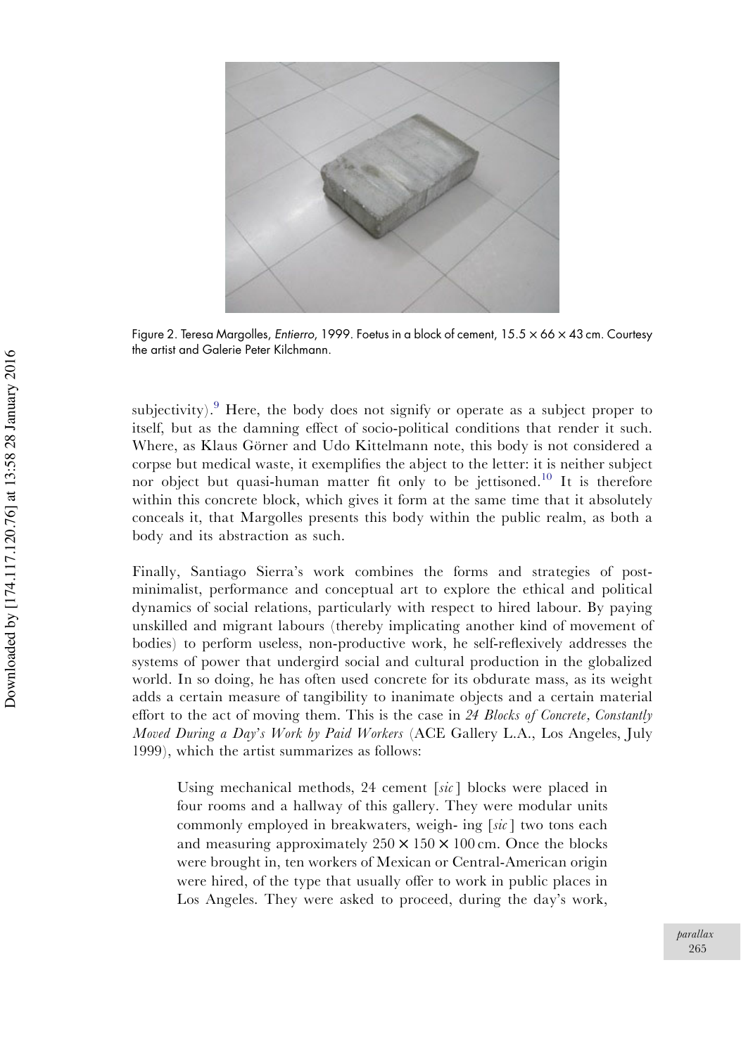Figure 2. Teresa Margolles, *Entierro*, 1999. Foetus in a block of cement, 15.5 × 66 × 43 cm. Courtesy the artist and Galerie Peter Kilchmann.

subjectivity).[9] Here, the body does not signify or operate as a subject proper to itself, but as the damning effect of socio-political conditions that render it such. Where, as Klaus Görner and Udo Kittelmann note, this body is not considered a corpse but medical waste, it exemplifies the abject to the letter: it is neither subject nor object but quasi-human matter fit only to be jettisoned.[10] It is therefore within this concrete block, which gives it form at the same time that it absolutely conceals it, that Margolles presents this body within the public realm, as both a body and its abstraction as such.

Finally, Santiago Sierra's work combines the forms and strategies of post-minimalist, performance and conceptual art to explore the ethical and political dynamics of social relations, particularly with respect to hired labour. By paying unskilled and migrant labours (thereby implicating another kind of movement of bodies) to perform useless, non-productive work, he self-reflexively addresses the systems of power that undergird social and cultural production in the globalized world. In so doing, he has often used concrete for its obdurate mass, as its weight adds a certain measure of tangibility to inanimate objects and a certain material effort to the act of moving them. This is the case in *24 Blocks of Concrete, Constantly Moved During a Day's Work by Paid Workers* (ACE Gallery L.A., Los Angeles, July 1999), which the artist summarizes as follows:

> Using mechanical methods, 24 cement [*sic*] blocks were placed in four rooms and a hallway of this gallery. They were modular units commonly employed in breakwaters, weigh- ing [*sic*] two tons each and measuring approximately 250 × 150 × 100 cm. Once the blocks were brought in, ten workers of Mexican or Central-American origin were hired, of the type that usually offer to work in public places in Los Angeles. They were asked to proceed, during the day's work,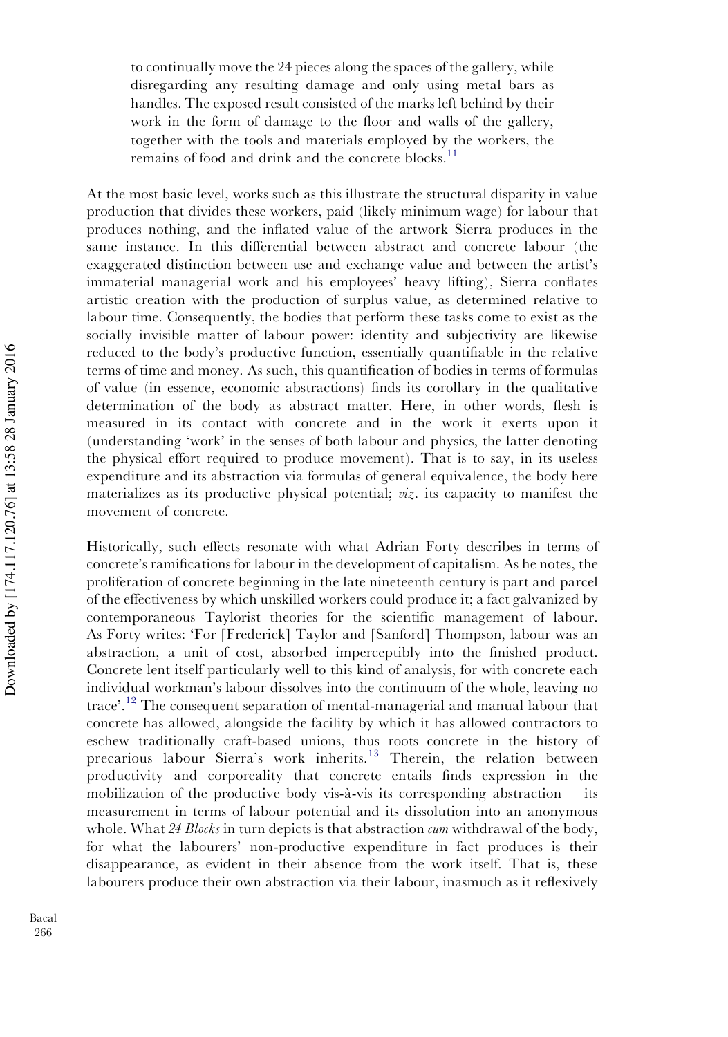> to continually move the 24 pieces along the spaces of the gallery, while disregarding any resulting damage and only using metal bars as handles. The exposed result consisted of the marks left behind by their work in the form of damage to the floor and walls of the gallery, together with the tools and materials employed by the workers, the remains of food and drink and the concrete blocks.[11]

At the most basic level, works such as this illustrate the structural disparity in value production that divides these workers, paid (likely minimum wage) for labour that produces nothing, and the inflated value of the artwork Sierra produces in the same instance. In this differential between abstract and concrete labour (the exaggerated distinction between use and exchange value and between the artist's immaterial managerial work and his employees' heavy lifting), Sierra conflates artistic creation with the production of surplus value, as determined relative to labour time. Consequently, the bodies that perform these tasks come to exist as the socially invisible matter of labour power: identity and subjectivity are likewise reduced to the body's productive function, essentially quantifiable in the relative terms of time and money. As such, this quantification of bodies in terms of formulas of value (in essence, economic abstractions) finds its corollary in the qualitative determination of the body as abstract matter. Here, in other words, flesh is measured in its contact with concrete and in the work it exerts upon it (understanding 'work' in the senses of both labour and physics, the latter denoting the physical effort required to produce movement). That is to say, in its useless expenditure and its abstraction via formulas of general equivalence, the body here materializes as its productive physical potential; *viz*. its capacity to manifest the movement of concrete.

Historically, such effects resonate with what Adrian Forty describes in terms of concrete's ramifications for labour in the development of capitalism. As he notes, the proliferation of concrete beginning in the late nineteenth century is part and parcel of the effectiveness by which unskilled workers could produce it; a fact galvanized by contemporaneous Taylorist theories for the scientific management of labour. As Forty writes: 'For [Frederick] Taylor and [Sanford] Thompson, labour was an abstraction, a unit of cost, absorbed imperceptibly into the finished product. Concrete lent itself particularly well to this kind of analysis, for with concrete each individual workman's labour dissolves into the continuum of the whole, leaving no trace'.[12] The consequent separation of mental-managerial and manual labour that concrete has allowed, alongside the facility by which it has allowed contractors to eschew traditionally craft-based unions, thus roots concrete in the history of precarious labour Sierra's work inherits.[13] Therein, the relation between productivity and corporeality that concrete entails finds expression in the mobilization of the productive body vis-à-vis its corresponding abstraction – its measurement in terms of labour potential and its dissolution into an anonymous whole. What *24 Blocks* in turn depicts is that abstraction *cum* withdrawal of the body, for what the labourers' non-productive expenditure in fact produces is their disappearance, as evident in their absence from the work itself. That is, these labourers produce their own abstraction via their labour, inasmuch as it reflexively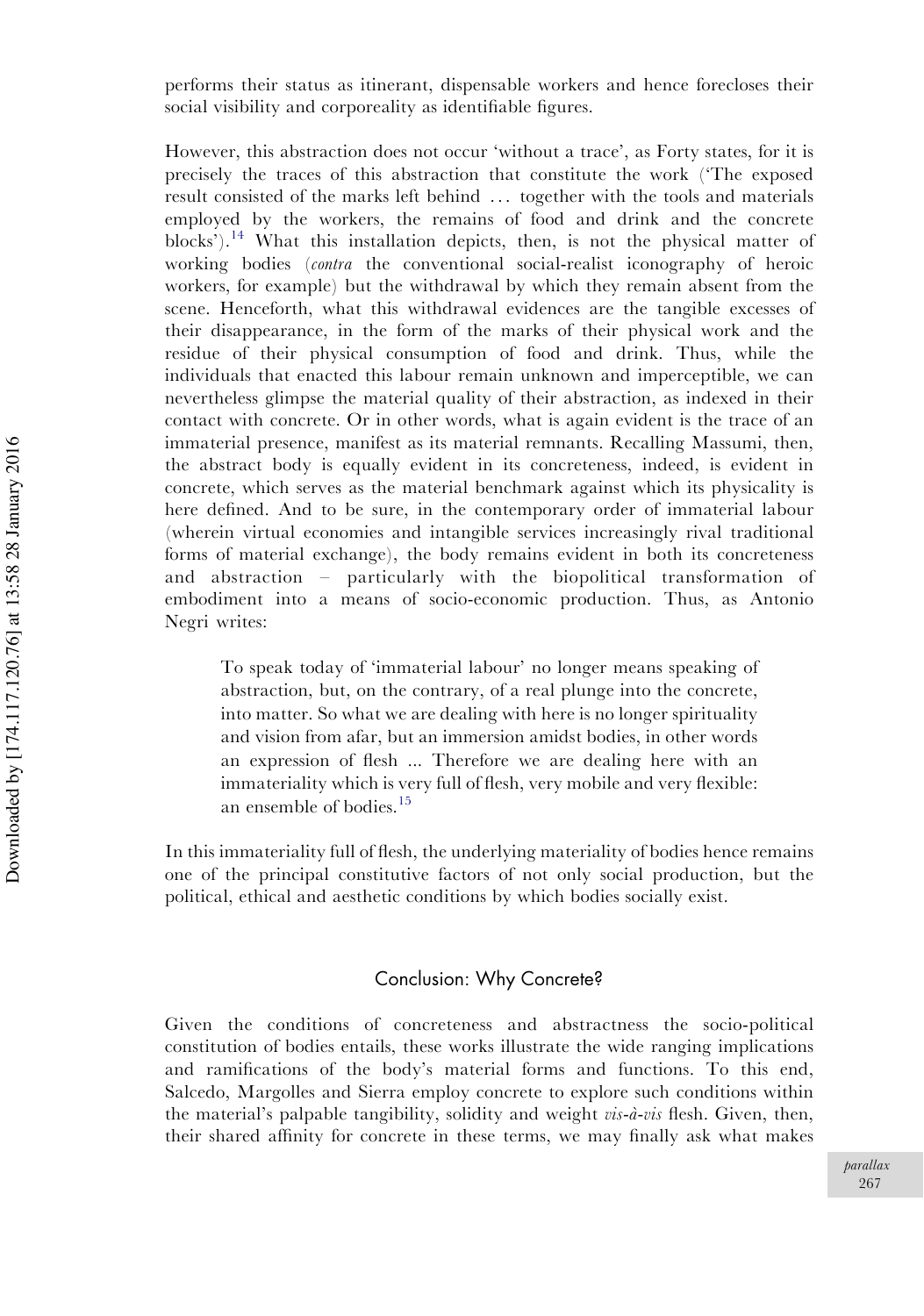performs their status as itinerant, dispensable workers and hence forecloses their social visibility and corporeality as identifiable figures.

However, this abstraction does not occur 'without a trace', as Forty states, for it is precisely the traces of this abstraction that constitute the work ('The exposed result consisted of the marks left behind ... together with the tools and materials employed by the workers, the remains of food and drink and the concrete blocks').[14] What this installation depicts, then, is not the physical matter of working bodies (*contra* the conventional social-realist iconography of heroic workers, for example) but the withdrawal by which they remain absent from the scene. Henceforth, what this withdrawal evidences are the tangible excesses of their disappearance, in the form of the marks of their physical work and the residue of their physical consumption of food and drink. Thus, while the individuals that enacted this labour remain unknown and imperceptible, we can nevertheless glimpse the material quality of their abstraction, as indexed in their contact with concrete. Or in other words, what is again evident is the trace of an immaterial presence, manifest as its material remnants. Recalling Massumi, then, the abstract body is equally evident in its concreteness, indeed, is evident in concrete, which serves as the material benchmark against which its physicality is here defined. And to be sure, in the contemporary order of immaterial labour (wherein virtual economies and intangible services increasingly rival traditional forms of material exchange), the body remains evident in both its concreteness and abstraction – particularly with the biopolitical transformation of embodiment into a means of socio-economic production. Thus, as Antonio Negri writes:

> To speak today of 'immaterial labour' no longer means speaking of abstraction, but, on the contrary, of a real plunge into the concrete, into matter. So what we are dealing with here is no longer spirituality and vision from afar, but an immersion amidst bodies, in other words an expression of flesh ... Therefore we are dealing here with an immateriality which is very full of flesh, very mobile and very flexible: an ensemble of bodies.[15]

In this immateriality full of flesh, the underlying materiality of bodies hence remains one of the principal constitutive factors of not only social production, but the political, ethical and aesthetic conditions by which bodies socially exist.

## Conclusion: Why Concrete?

Given the conditions of concreteness and abstractness the socio-political constitution of bodies entails, these works illustrate the wide ranging implications and ramifications of the body's material forms and functions. To this end, Salcedo, Margolles and Sierra employ concrete to explore such conditions within the material's palpable tangibility, solidity and weight *vis-à-vis* flesh. Given, then, their shared affinity for concrete in these terms, we may finally ask what makes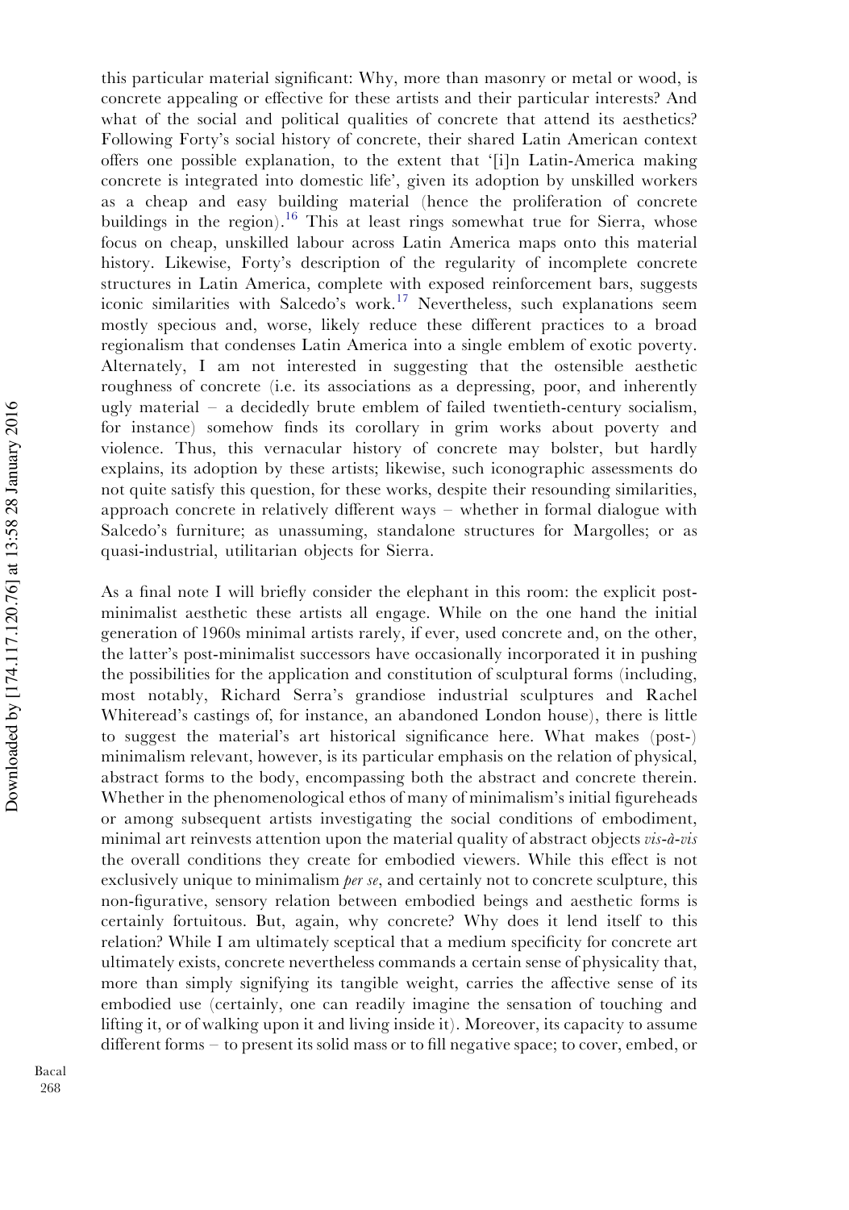this particular material significant: Why, more than masonry or metal or wood, is concrete appealing or effective for these artists and their particular interests? And what of the social and political qualities of concrete that attend its aesthetics? Following Forty's social history of concrete, their shared Latin American context offers one possible explanation, to the extent that '[i]n Latin-America making concrete is integrated into domestic life', given its adoption by unskilled workers as a cheap and easy building material (hence the proliferation of concrete buildings in the region).[16] This at least rings somewhat true for Sierra, whose focus on cheap, unskilled labour across Latin America maps onto this material history. Likewise, Forty's description of the regularity of incomplete concrete structures in Latin America, complete with exposed reinforcement bars, suggests iconic similarities with Salcedo's work.[17] Nevertheless, such explanations seem mostly specious and, worse, likely reduce these different practices to a broad regionalism that condenses Latin America into a single emblem of exotic poverty. Alternately, I am not interested in suggesting that the ostensible aesthetic roughness of concrete (i.e. its associations as a depressing, poor, and inherently ugly material – a decidedly brute emblem of failed twentieth-century socialism, for instance) somehow finds its corollary in grim works about poverty and violence. Thus, this vernacular history of concrete may bolster, but hardly explains, its adoption by these artists; likewise, such iconographic assessments do not quite satisfy this question, for these works, despite their resounding similarities, approach concrete in relatively different ways – whether in formal dialogue with Salcedo's furniture; as unassuming, standalone structures for Margolles; or as quasi-industrial, utilitarian objects for Sierra.

As a final note I will briefly consider the elephant in this room: the explicit post-minimalist aesthetic these artists all engage. While on the one hand the initial generation of 1960s minimal artists rarely, if ever, used concrete and, on the other, the latter's post-minimalist successors have occasionally incorporated it in pushing the possibilities for the application and constitution of sculptural forms (including, most notably, Richard Serra's grandiose industrial sculptures and Rachel Whiteread's castings of, for instance, an abandoned London house), there is little to suggest the material's art historical significance here. What makes (post-) minimalism relevant, however, is its particular emphasis on the relation of physical, abstract forms to the body, encompassing both the abstract and concrete therein. Whether in the phenomenological ethos of many of minimalism's initial figureheads or among subsequent artists investigating the social conditions of embodiment, minimal art reinvests attention upon the material quality of abstract objects *vis-à-vis* the overall conditions they create for embodied viewers. While this effect is not exclusively unique to minimalism *per se*, and certainly not to concrete sculpture, this non-figurative, sensory relation between embodied beings and aesthetic forms is certainly fortuitous. But, again, why concrete? Why does it lend itself to this relation? While I am ultimately sceptical that a medium specificity for concrete art ultimately exists, concrete nevertheless commands a certain sense of physicality that, more than simply signifying its tangible weight, carries the affective sense of its embodied use (certainly, one can readily imagine the sensation of touching and lifting it, or of walking upon it and living inside it). Moreover, its capacity to assume different forms – to present its solid mass or to fill negative space; to cover, embed, or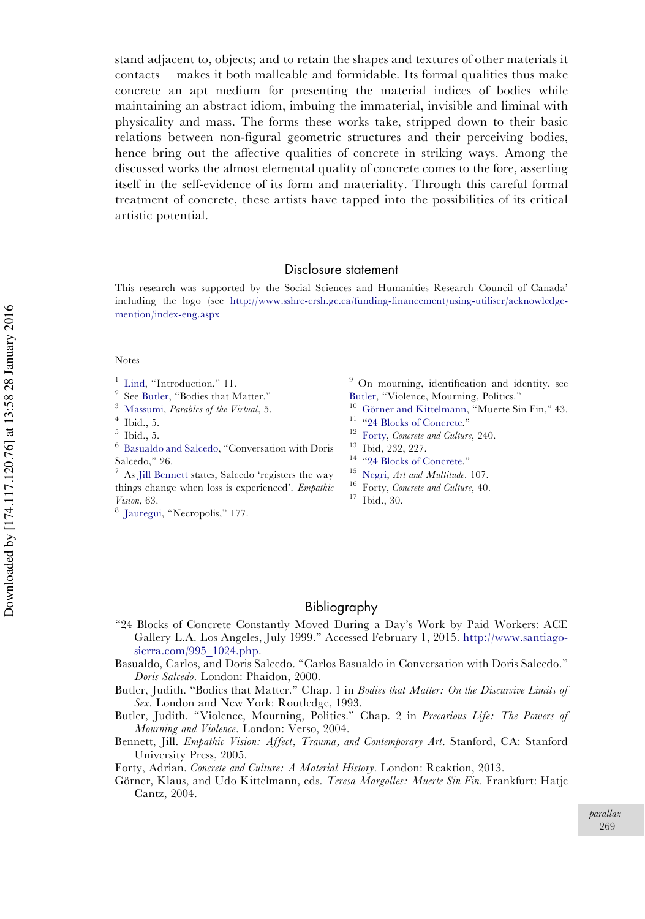stand adjacent to, objects; and to retain the shapes and textures of other materials it contacts – makes it both malleable and formidable. Its formal qualities thus make concrete an apt medium for presenting the material indices of bodies while maintaining an abstract idiom, imbuing the immaterial, invisible and liminal with physicality and mass. The forms these works take, stripped down to their basic relations between non-figural geometric structures and their perceiving bodies, hence bring out the affective qualities of concrete in striking ways. Among the discussed works the almost elemental quality of concrete comes to the fore, asserting itself in the self-evidence of its form and materiality. Through this careful formal treatment of concrete, these artists have tapped into the possibilities of its critical artistic potential.

## Disclosure statement

This research was supported by the Social Sciences and Humanities Research Council of Canada' including the logo (see http://www.sshrc-crsh.gc.ca/funding-financement/using-utiliser/acknowledge-mention/index-eng.aspx

Notes

[1] Lind, "Introduction," 11.
[2] See Butler, "Bodies that Matter."
[3] Massumi, *Parables of the Virtual*, 5.
[4] Ibid., 5.
[5] Ibid., 5.
[6] Basualdo and Salcedo, "Conversation with Doris Salcedo," 26.
[7] As Jill Bennett states, Salcedo 'registers the way things change when loss is experienced'. *Empathic Vision*, 63.
[8] Jauregui, "Necropolis," 177.
[9] On mourning, identification and identity, see Butler, "Violence, Mourning, Politics."
[10] Görner and Kittelmann, "Muerte Sin Fin," 43.
[11] "24 Blocks of Concrete."
[12] Forty, *Concrete and Culture*, 240.
[13] Ibid, 232, 227.
[14] "24 Blocks of Concrete."
[15] Negri, *Art and Multitude*. 107.
[16] Forty, *Concrete and Culture*, 40.
[17] Ibid., 30.

## Bibliography

"24 Blocks of Concrete Constantly Moved During a Day's Work by Paid Workers: ACE Gallery L.A. Los Angeles, July 1999." Accessed February 1, 2015. http://www.santiago-sierra.com/995_1024.php.

Basualdo, Carlos, and Doris Salcedo. "Carlos Basualdo in Conversation with Doris Salcedo." *Doris Salcedo*. London: Phaidon, 2000.

Butler, Judith. "Bodies that Matter." Chap. 1 in *Bodies that Matter: On the Discursive Limits of Sex*. London and New York: Routledge, 1993.

Butler, Judith. "Violence, Mourning, Politics." Chap. 2 in *Precarious Life: The Powers of Mourning and Violence*. London: Verso, 2004.

Bennett, Jill. *Empathic Vision: Affect, Trauma, and Contemporary Art*. Stanford, CA: Stanford University Press, 2005.

Forty, Adrian. *Concrete and Culture: A Material History*. London: Reaktion, 2013.

Görner, Klaus, and Udo Kittelmann, eds. *Teresa Margolles: Muerte Sin Fin*. Frankfurt: Hatje Cantz, 2004.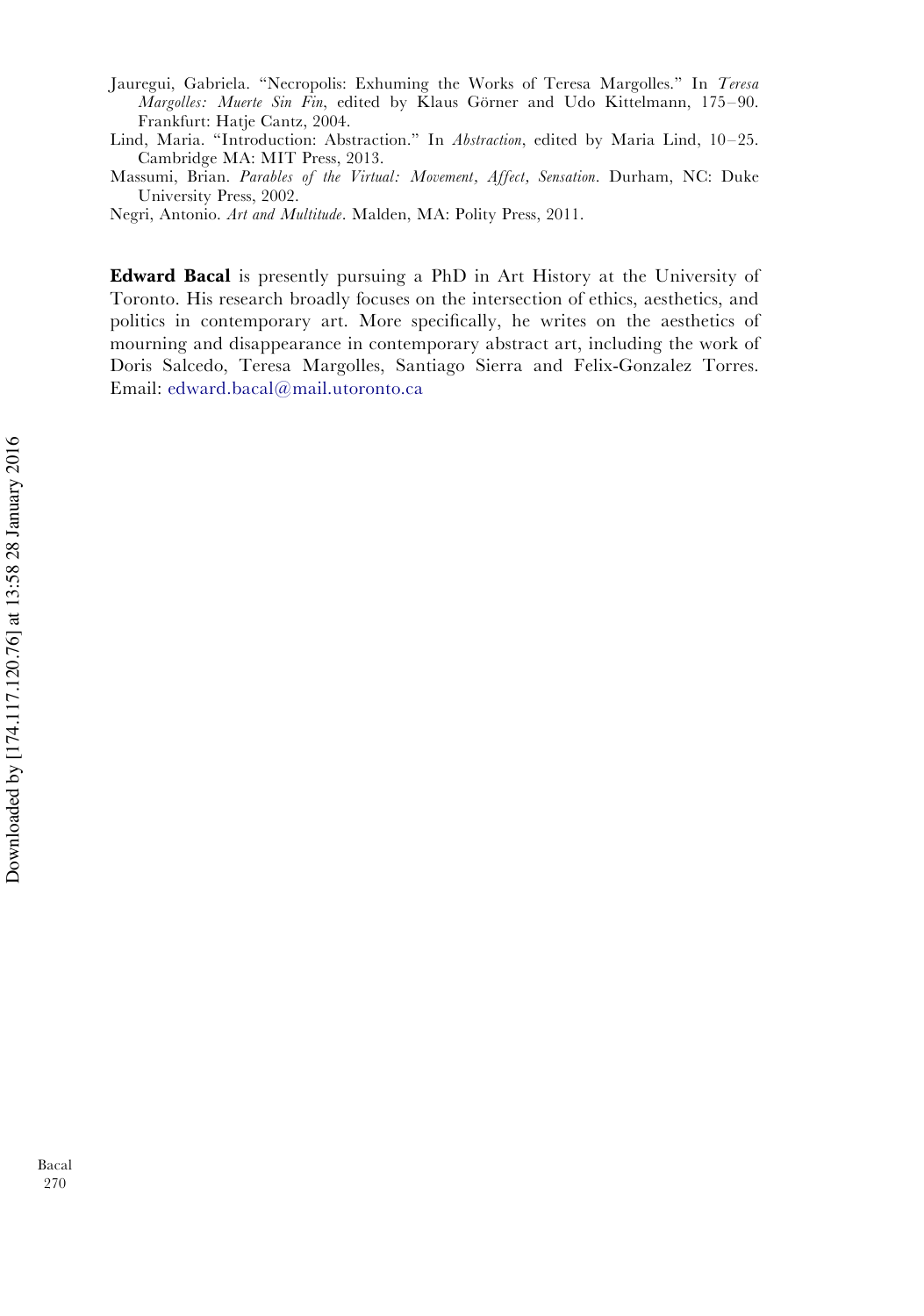Jauregui, Gabriela. "Necropolis: Exhuming the Works of Teresa Margolles." In *Teresa Margolles: Muerte Sin Fin*, edited by Klaus Görner and Udo Kittelmann, 175–90. Frankfurt: Hatje Cantz, 2004.

Lind, Maria. "Introduction: Abstraction." In *Abstraction*, edited by Maria Lind, 10–25. Cambridge MA: MIT Press, 2013.

Massumi, Brian. *Parables of the Virtual: Movement, Affect, Sensation*. Durham, NC: Duke University Press, 2002.

Negri, Antonio. *Art and Multitude*. Malden, MA: Polity Press, 2011.

**Edward Bacal** is presently pursuing a PhD in Art History at the University of Toronto. His research broadly focuses on the intersection of ethics, aesthetics, and politics in contemporary art. More specifically, he writes on the aesthetics of mourning and disappearance in contemporary abstract art, including the work of Doris Salcedo, Teresa Margolles, Santiago Sierra and Felix-Gonzalez Torres. Email: edward.bacal@mail.utoronto.ca